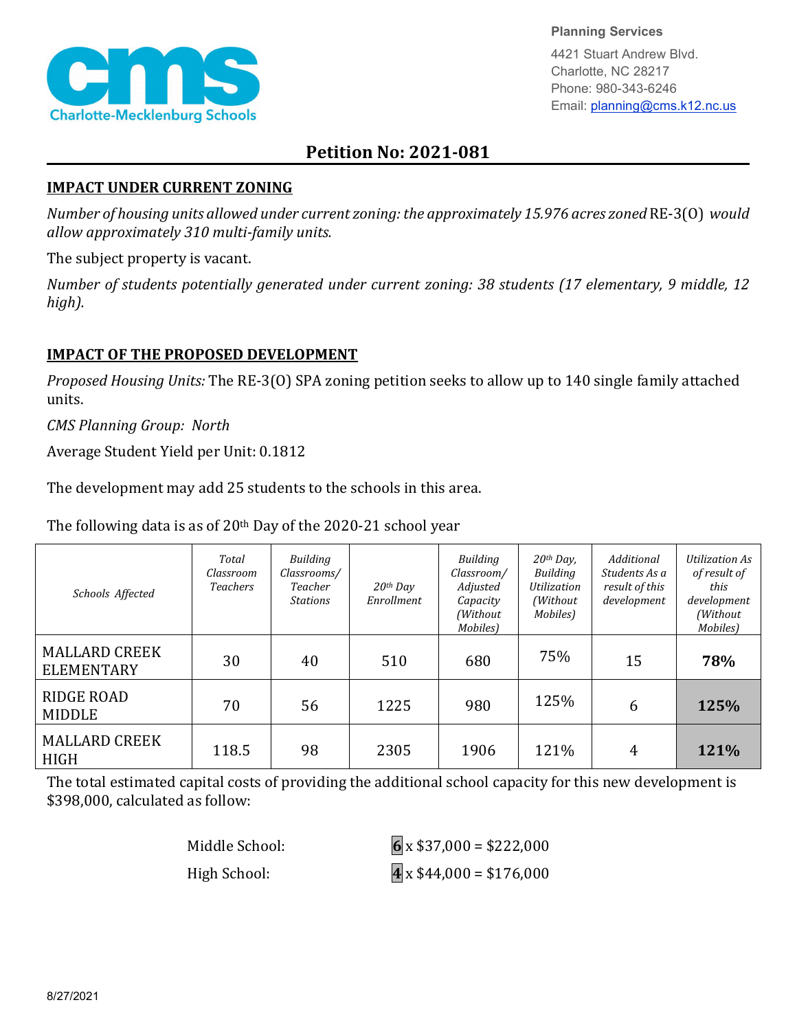Planning Services
4421 Stuart Andrew Blvd.
Charlotte, NC 28217
Phone: 980-343-6246
Email: planning@cms.k12.nc.us

# Petition No: 2021-081

## IMPACT UNDER CURRENT ZONING

*Number of housing units allowed under current zoning: the approximately 15.976 acres zoned* RE-3(O) *would allow approximately 310 multi-family units.*

The subject property is vacant.

*Number of students potentially generated under current zoning: 38 students (17 elementary, 9 middle, 12 high).*

## IMPACT OF THE PROPOSED DEVELOPMENT

*Proposed Housing Units:* The RE-3(O) SPA zoning petition seeks to allow up to 140 single family attached units.

*CMS Planning Group:* North

Average Student Yield per Unit: 0.1812

The development may add 25 students to the schools in this area.

The following data is as of 20th Day of the 2020-21 school year

| *Schools Affected* | *Total Classroom Teachers* | *Building Classrooms/ Teacher Stations* | *20th Day Enrollment* | *Building Classroom/ Adjusted Capacity (Without Mobiles)* | *20th Day, Building Utilization (Without Mobiles)* | *Additional Students As a result of this development* | *Utilization As of result of this development (Without Mobiles)* |
|---|---|---|---|---|---|---|---|
| MALLARD CREEK ELEMENTARY | 30 | 40 | 510 | 680 | 75% | 15 | **78%** |
| RIDGE ROAD MIDDLE | 70 | 56 | 1225 | 980 | 125% | 6 | **125%** |
| MALLARD CREEK HIGH | 118.5 | 98 | 2305 | 1906 | 121% | 4 | **121%** |

The total estimated capital costs of providing the additional school capacity for this new development is $398,000, calculated as follow:

Middle School: **6** x $37,000 = $222,000

High School: **4** x $44,000 = $176,000

8/27/2021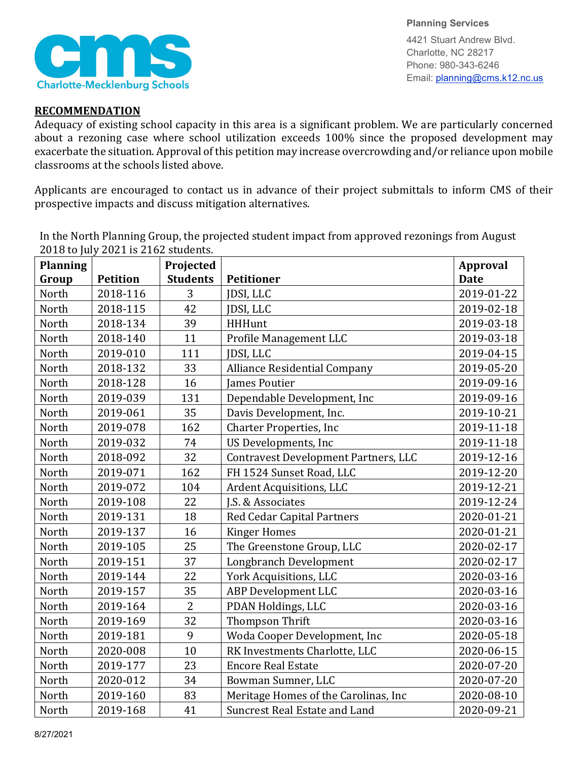Planning Services

4421 Stuart Andrew Blvd.
Charlotte, NC 28217
Phone: 980-343-6246
Email: planning@cms.k12.nc.us

## RECOMMENDATION

Adequacy of existing school capacity in this area is a significant problem. We are particularly concerned about a rezoning case where school utilization exceeds 100% since the proposed development may exacerbate the situation. Approval of this petition may increase overcrowding and/or reliance upon mobile classrooms at the schools listed above.

Applicants are encouraged to contact us in advance of their project submittals to inform CMS of their prospective impacts and discuss mitigation alternatives.

In the North Planning Group, the projected student impact from approved rezonings from August 2018 to July 2021 is 2162 students.

| Planning Group | Petition | Projected Students | Petitioner | Approval Date |
|---|---|---|---|---|
| North | 2018-116 | 3 | JDSI, LLC | 2019-01-22 |
| North | 2018-115 | 42 | JDSI, LLC | 2019-02-18 |
| North | 2018-134 | 39 | HHHunt | 2019-03-18 |
| North | 2018-140 | 11 | Profile Management LLC | 2019-03-18 |
| North | 2019-010 | 111 | JDSI, LLC | 2019-04-15 |
| North | 2018-132 | 33 | Alliance Residential Company | 2019-05-20 |
| North | 2018-128 | 16 | James Poutier | 2019-09-16 |
| North | 2019-039 | 131 | Dependable Development, Inc | 2019-09-16 |
| North | 2019-061 | 35 | Davis Development, Inc. | 2019-10-21 |
| North | 2019-078 | 162 | Charter Properties, Inc | 2019-11-18 |
| North | 2019-032 | 74 | US Developments, Inc | 2019-11-18 |
| North | 2018-092 | 32 | Contravest Development Partners, LLC | 2019-12-16 |
| North | 2019-071 | 162 | FH 1524 Sunset Road, LLC | 2019-12-20 |
| North | 2019-072 | 104 | Ardent Acquisitions, LLC | 2019-12-21 |
| North | 2019-108 | 22 | J.S. & Associates | 2019-12-24 |
| North | 2019-131 | 18 | Red Cedar Capital Partners | 2020-01-21 |
| North | 2019-137 | 16 | Kinger Homes | 2020-01-21 |
| North | 2019-105 | 25 | The Greenstone Group, LLC | 2020-02-17 |
| North | 2019-151 | 37 | Longbranch Development | 2020-02-17 |
| North | 2019-144 | 22 | York Acquisitions, LLC | 2020-03-16 |
| North | 2019-157 | 35 | ABP Development LLC | 2020-03-16 |
| North | 2019-164 | 2 | PDAN Holdings, LLC | 2020-03-16 |
| North | 2019-169 | 32 | Thompson Thrift | 2020-03-16 |
| North | 2019-181 | 9 | Woda Cooper Development, Inc | 2020-05-18 |
| North | 2020-008 | 10 | RK Investments Charlotte, LLC | 2020-06-15 |
| North | 2019-177 | 23 | Encore Real Estate | 2020-07-20 |
| North | 2020-012 | 34 | Bowman Sumner, LLC | 2020-07-20 |
| North | 2019-160 | 83 | Meritage Homes of the Carolinas, Inc | 2020-08-10 |
| North | 2019-168 | 41 | Suncrest Real Estate and Land | 2020-09-21 |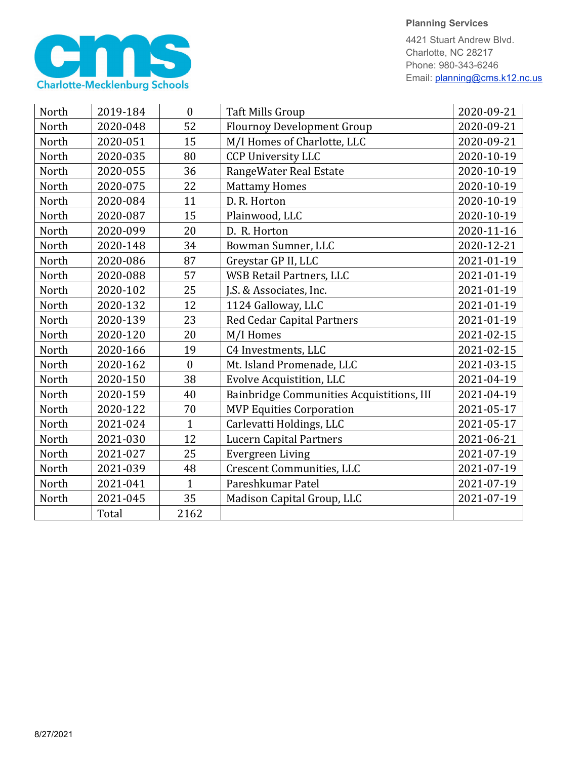Planning Services

4421 Stuart Andrew Blvd.
Charlotte, NC 28217
Phone: 980-343-6246
Email: planning@cms.k12.nc.us

| | | | | |
|---|---|---|---|---|
| North | 2019-184 | 0 | Taft Mills Group | 2020-09-21 |
| North | 2020-048 | 52 | Flournoy Development Group | 2020-09-21 |
| North | 2020-051 | 15 | M/I Homes of Charlotte, LLC | 2020-09-21 |
| North | 2020-035 | 80 | CCP University LLC | 2020-10-19 |
| North | 2020-055 | 36 | RangeWater Real Estate | 2020-10-19 |
| North | 2020-075 | 22 | Mattamy Homes | 2020-10-19 |
| North | 2020-084 | 11 | D. R. Horton | 2020-10-19 |
| North | 2020-087 | 15 | Plainwood, LLC | 2020-10-19 |
| North | 2020-099 | 20 | D. R. Horton | 2020-11-16 |
| North | 2020-148 | 34 | Bowman Sumner, LLC | 2020-12-21 |
| North | 2020-086 | 87 | Greystar GP II, LLC | 2021-01-19 |
| North | 2020-088 | 57 | WSB Retail Partners, LLC | 2021-01-19 |
| North | 2020-102 | 25 | J.S. & Associates, Inc. | 2021-01-19 |
| North | 2020-132 | 12 | 1124 Galloway, LLC | 2021-01-19 |
| North | 2020-139 | 23 | Red Cedar Capital Partners | 2021-01-19 |
| North | 2020-120 | 20 | M/I Homes | 2021-02-15 |
| North | 2020-166 | 19 | C4 Investments, LLC | 2021-02-15 |
| North | 2020-162 | 0 | Mt. Island Promenade, LLC | 2021-03-15 |
| North | 2020-150 | 38 | Evolve Acquistition, LLC | 2021-04-19 |
| North | 2020-159 | 40 | Bainbridge Communities Acquistitions, III | 2021-04-19 |
| North | 2020-122 | 70 | MVP Equities Corporation | 2021-05-17 |
| North | 2021-024 | 1 | Carlevatti Holdings, LLC | 2021-05-17 |
| North | 2021-030 | 12 | Lucern Capital Partners | 2021-06-21 |
| North | 2021-027 | 25 | Evergreen Living | 2021-07-19 |
| North | 2021-039 | 48 | Crescent Communities, LLC | 2021-07-19 |
| North | 2021-041 | 1 | Pareshkumar Patel | 2021-07-19 |
| North | 2021-045 | 35 | Madison Capital Group, LLC | 2021-07-19 |
| | Total | 2162 | | |

8/27/2021